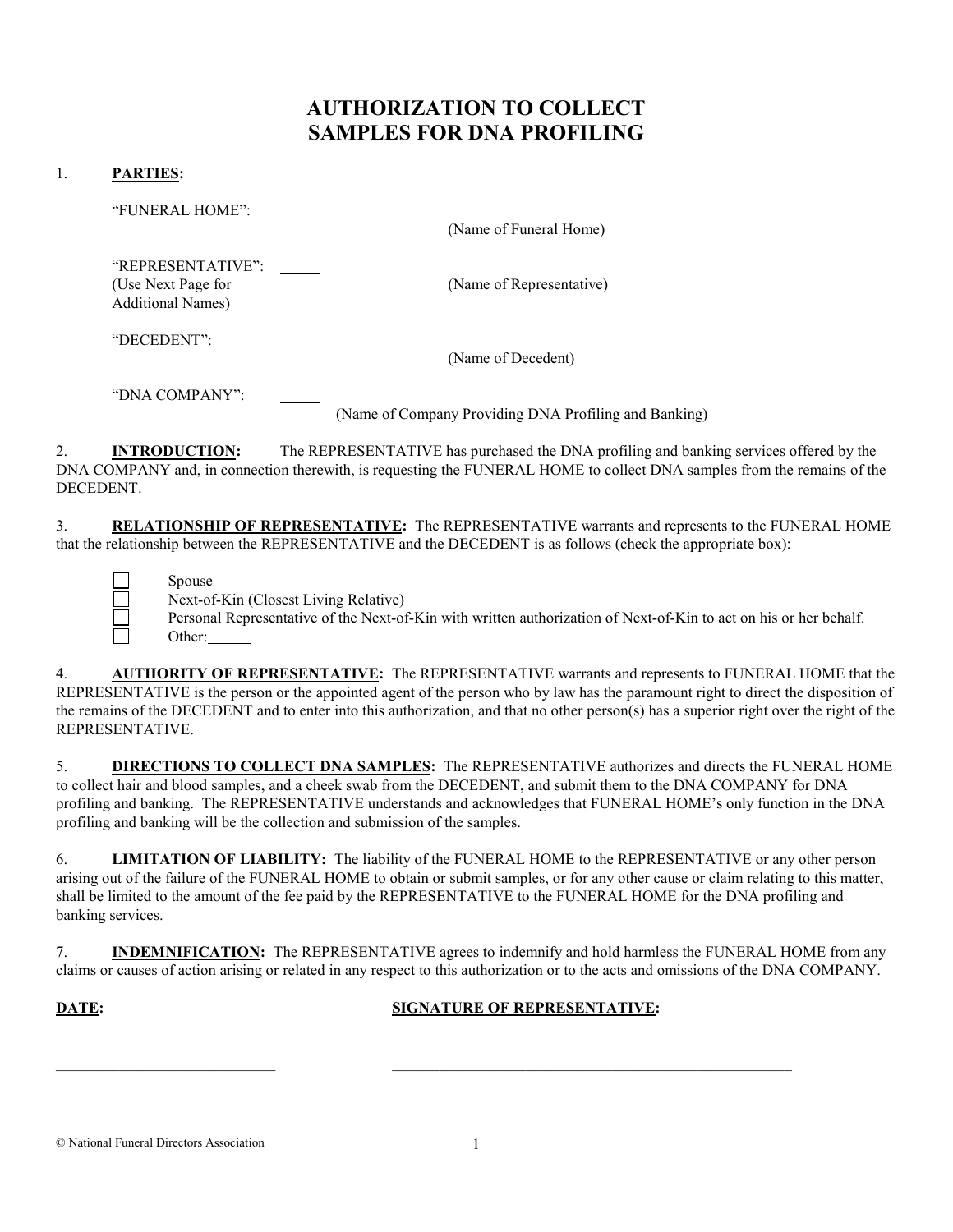# AUTHORIZATION TO COLLECT SAMPLES FOR DNA PROFILING

1. **PARTIES:**

"FUNERAL HOME": _____
(Name of Funeral Home)

"REPRESENTATIVE": _____
(Use Next Page for Additional Names)
(Name of Representative)

"DECEDENT": _____
(Name of Decedent)

"DNA COMPANY": _____
(Name of Company Providing DNA Profiling and Banking)

2. **INTRODUCTION:** The REPRESENTATIVE has purchased the DNA profiling and banking services offered by the DNA COMPANY and, in connection therewith, is requesting the FUNERAL HOME to collect DNA samples from the remains of the DECEDENT.

3. **RELATIONSHIP OF REPRESENTATIVE:** The REPRESENTATIVE warrants and represents to the FUNERAL HOME that the relationship between the REPRESENTATIVE and the DECEDENT is as follows (check the appropriate box):

- ☐ Spouse
- ☐ Next-of-Kin (Closest Living Relative)
- ☐ Personal Representative of the Next-of-Kin with written authorization of Next-of-Kin to act on his or her behalf.
- ☐ Other: _____

4. **AUTHORITY OF REPRESENTATIVE:** The REPRESENTATIVE warrants and represents to FUNERAL HOME that the REPRESENTATIVE is the person or the appointed agent of the person who by law has the paramount right to direct the disposition of the remains of the DECEDENT and to enter into this authorization, and that no other person(s) has a superior right over the right of the REPRESENTATIVE.

5. **DIRECTIONS TO COLLECT DNA SAMPLES:** The REPRESENTATIVE authorizes and directs the FUNERAL HOME to collect hair and blood samples, and a cheek swab from the DECEDENT, and submit them to the DNA COMPANY for DNA profiling and banking. The REPRESENTATIVE understands and acknowledges that FUNERAL HOME's only function in the DNA profiling and banking will be the collection and submission of the samples.

6. **LIMITATION OF LIABILITY:** The liability of the FUNERAL HOME to the REPRESENTATIVE or any other person arising out of the failure of the FUNERAL HOME to obtain or submit samples, or for any other cause or claim relating to this matter, shall be limited to the amount of the fee paid by the REPRESENTATIVE to the FUNERAL HOME for the DNA profiling and banking services.

7. **INDEMNIFICATION:** The REPRESENTATIVE agrees to indemnify and hold harmless the FUNERAL HOME from any claims or causes of action arising or related in any respect to this authorization or to the acts and omissions of the DNA COMPANY.

**DATE:** ____________________________

**SIGNATURE OF REPRESENTATIVE:** ____________________________________________

© National Funeral Directors Association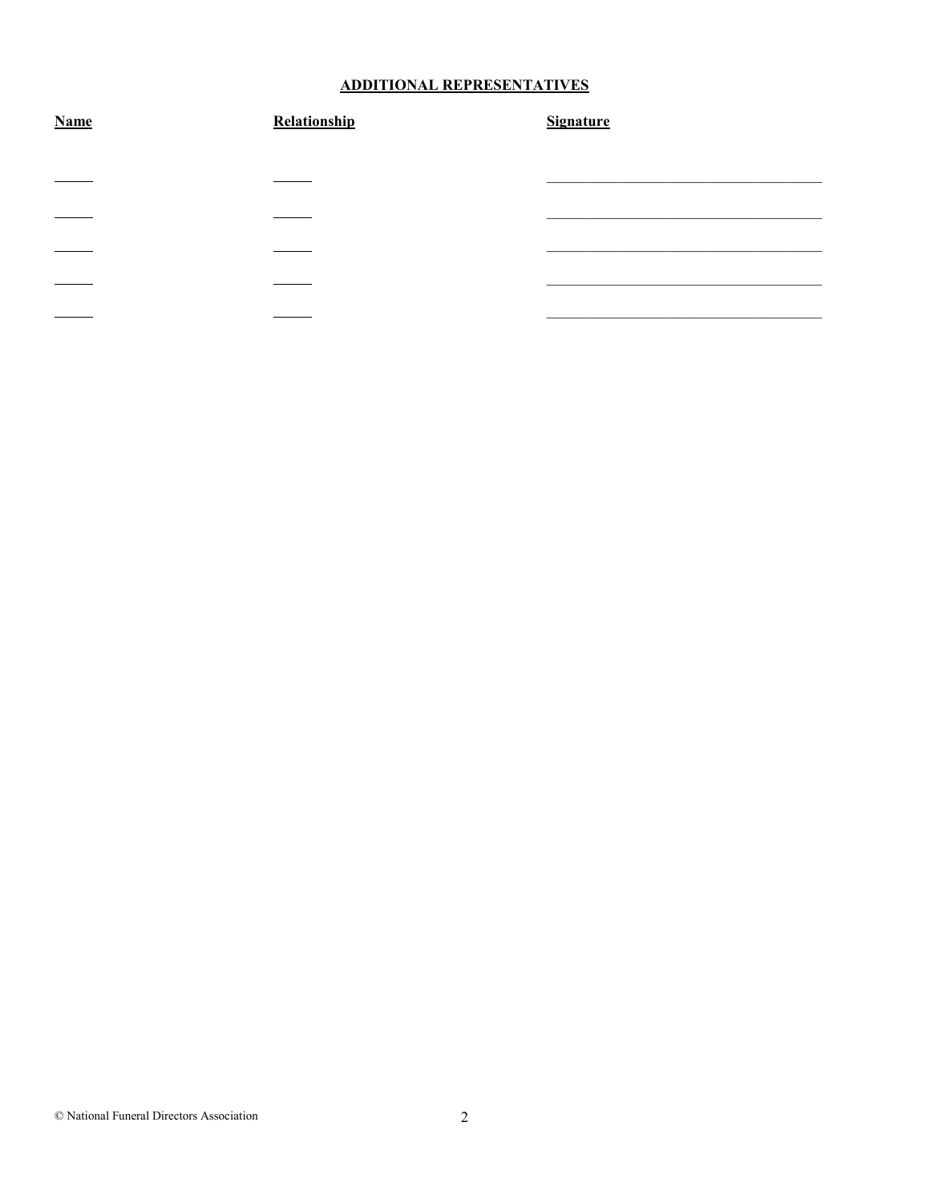**ADDITIONAL REPRESENTATIVES**

| Name | Relationship | Signature |
| --- | --- | --- |
| _____ | _____ | ____________________________________ |
| _____ | _____ | ____________________________________ |
| _____ | _____ | ____________________________________ |
| _____ | _____ | ____________________________________ |
| _____ | _____ | ____________________________________ |

© National Funeral Directors Association